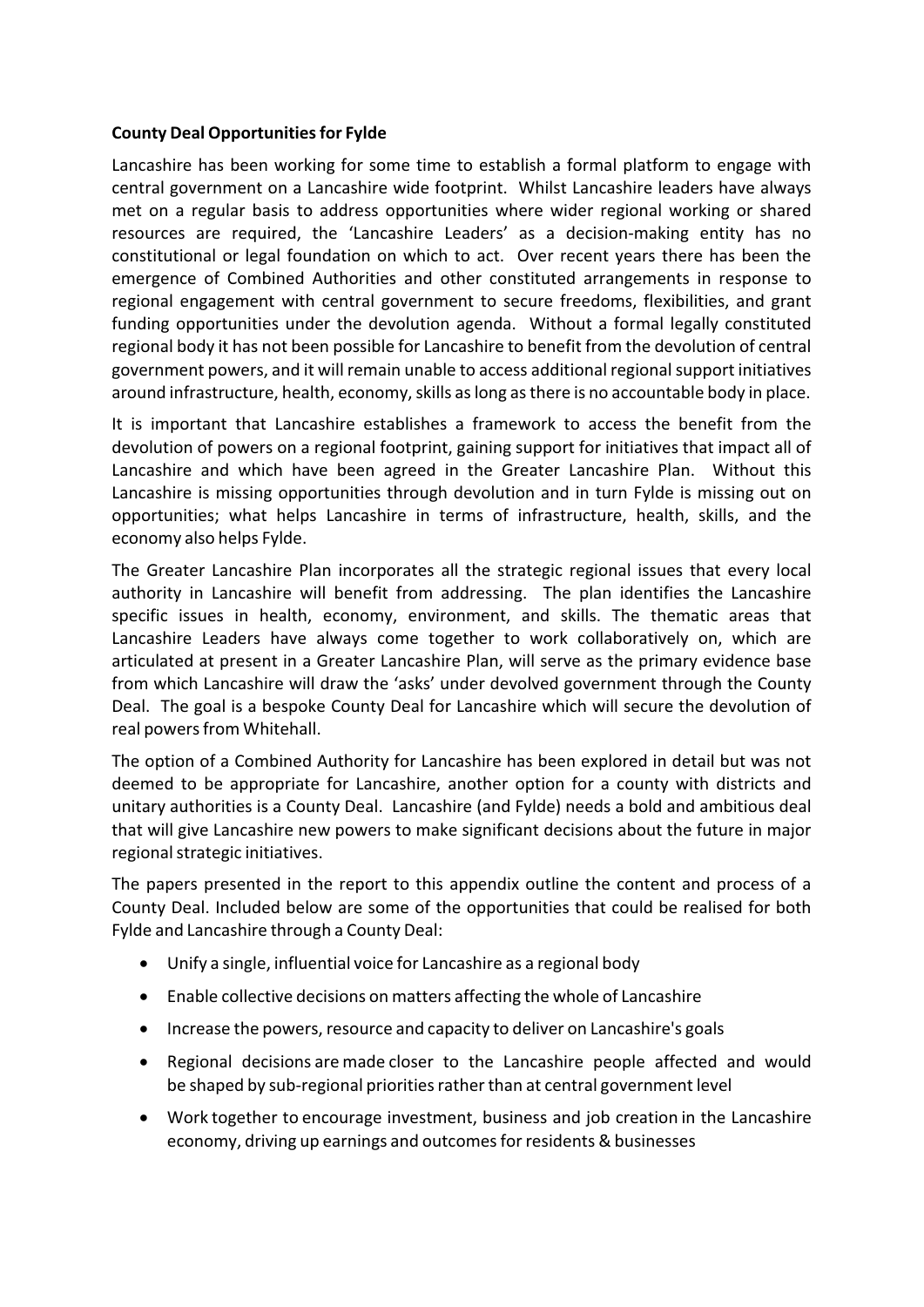**County Deal Opportunities for Fylde**

Lancashire has been working for some time to establish a formal platform to engage with central government on a Lancashire wide footprint. Whilst Lancashire leaders have always met on a regular basis to address opportunities where wider regional working or shared resources are required, the 'Lancashire Leaders' as a decision-making entity has no constitutional or legal foundation on which to act. Over recent years there has been the emergence of Combined Authorities and other constituted arrangements in response to regional engagement with central government to secure freedoms, flexibilities, and grant funding opportunities under the devolution agenda. Without a formal legally constituted regional body it has not been possible for Lancashire to benefit from the devolution of central government powers, and it will remain unable to access additional regional support initiatives around infrastructure, health, economy, skills as long as there is no accountable body in place.

It is important that Lancashire establishes a framework to access the benefit from the devolution of powers on a regional footprint, gaining support for initiatives that impact all of Lancashire and which have been agreed in the Greater Lancashire Plan. Without this Lancashire is missing opportunities through devolution and in turn Fylde is missing out on opportunities; what helps Lancashire in terms of infrastructure, health, skills, and the economy also helps Fylde.

The Greater Lancashire Plan incorporates all the strategic regional issues that every local authority in Lancashire will benefit from addressing. The plan identifies the Lancashire specific issues in health, economy, environment, and skills. The thematic areas that Lancashire Leaders have always come together to work collaboratively on, which are articulated at present in a Greater Lancashire Plan, will serve as the primary evidence base from which Lancashire will draw the 'asks' under devolved government through the County Deal. The goal is a bespoke County Deal for Lancashire which will secure the devolution of real powers from Whitehall.

The option of a Combined Authority for Lancashire has been explored in detail but was not deemed to be appropriate for Lancashire, another option for a county with districts and unitary authorities is a County Deal. Lancashire (and Fylde) needs a bold and ambitious deal that will give Lancashire new powers to make significant decisions about the future in major regional strategic initiatives.

The papers presented in the report to this appendix outline the content and process of a County Deal. Included below are some of the opportunities that could be realised for both Fylde and Lancashire through a County Deal:

- Unify a single, influential voice for Lancashire as a regional body
- Enable collective decisions on matters affecting the whole of Lancashire
- Increase the powers, resource and capacity to deliver on Lancashire's goals
- Regional decisions are made closer to the Lancashire people affected and would be shaped by sub-regional priorities rather than at central government level
- Work together to encourage investment, business and job creation in the Lancashire economy, driving up earnings and outcomes for residents & businesses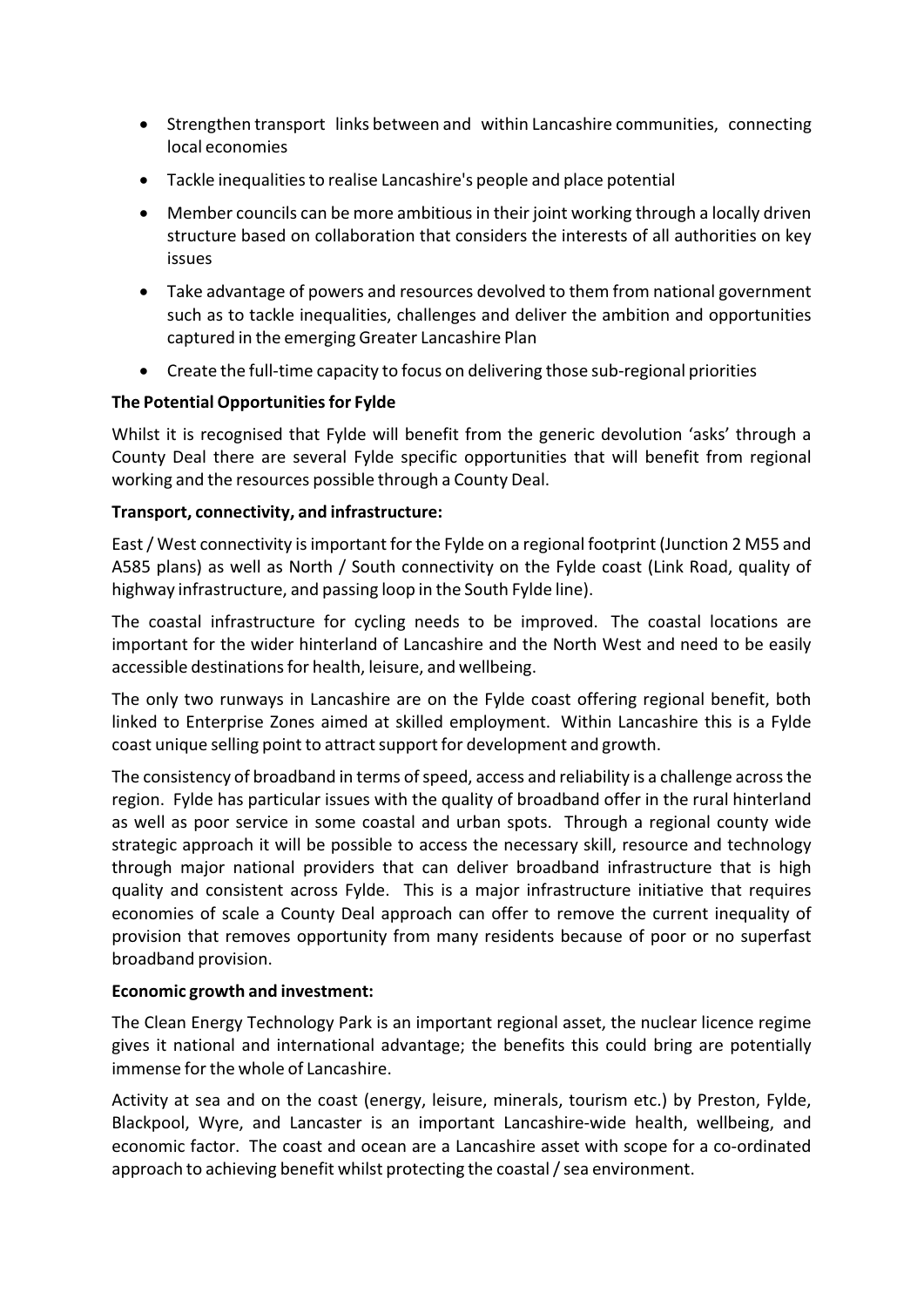- Strengthen transport links between and within Lancashire communities, connecting local economies
- Tackle inequalities to realise Lancashire's people and place potential
- Member councils can be more ambitious in their joint working through a locally driven structure based on collaboration that considers the interests of all authorities on key issues
- Take advantage of powers and resources devolved to them from national government such as to tackle inequalities, challenges and deliver the ambition and opportunities captured in the emerging Greater Lancashire Plan
- Create the full-time capacity to focus on delivering those sub-regional priorities

**The Potential Opportunities for Fylde**

Whilst it is recognised that Fylde will benefit from the generic devolution 'asks' through a County Deal there are several Fylde specific opportunities that will benefit from regional working and the resources possible through a County Deal.

**Transport, connectivity, and infrastructure:**

East / West connectivity is important for the Fylde on a regional footprint (Junction 2 M55 and A585 plans) as well as North / South connectivity on the Fylde coast (Link Road, quality of highway infrastructure, and passing loop in the South Fylde line).

The coastal infrastructure for cycling needs to be improved. The coastal locations are important for the wider hinterland of Lancashire and the North West and need to be easily accessible destinations for health, leisure, and wellbeing.

The only two runways in Lancashire are on the Fylde coast offering regional benefit, both linked to Enterprise Zones aimed at skilled employment. Within Lancashire this is a Fylde coast unique selling point to attract support for development and growth.

The consistency of broadband in terms of speed, access and reliability is a challenge across the region. Fylde has particular issues with the quality of broadband offer in the rural hinterland as well as poor service in some coastal and urban spots. Through a regional county wide strategic approach it will be possible to access the necessary skill, resource and technology through major national providers that can deliver broadband infrastructure that is high quality and consistent across Fylde. This is a major infrastructure initiative that requires economies of scale a County Deal approach can offer to remove the current inequality of provision that removes opportunity from many residents because of poor or no superfast broadband provision.

**Economic growth and investment:**

The Clean Energy Technology Park is an important regional asset, the nuclear licence regime gives it national and international advantage; the benefits this could bring are potentially immense for the whole of Lancashire.

Activity at sea and on the coast (energy, leisure, minerals, tourism etc.) by Preston, Fylde, Blackpool, Wyre, and Lancaster is an important Lancashire-wide health, wellbeing, and economic factor. The coast and ocean are a Lancashire asset with scope for a co-ordinated approach to achieving benefit whilst protecting the coastal / sea environment.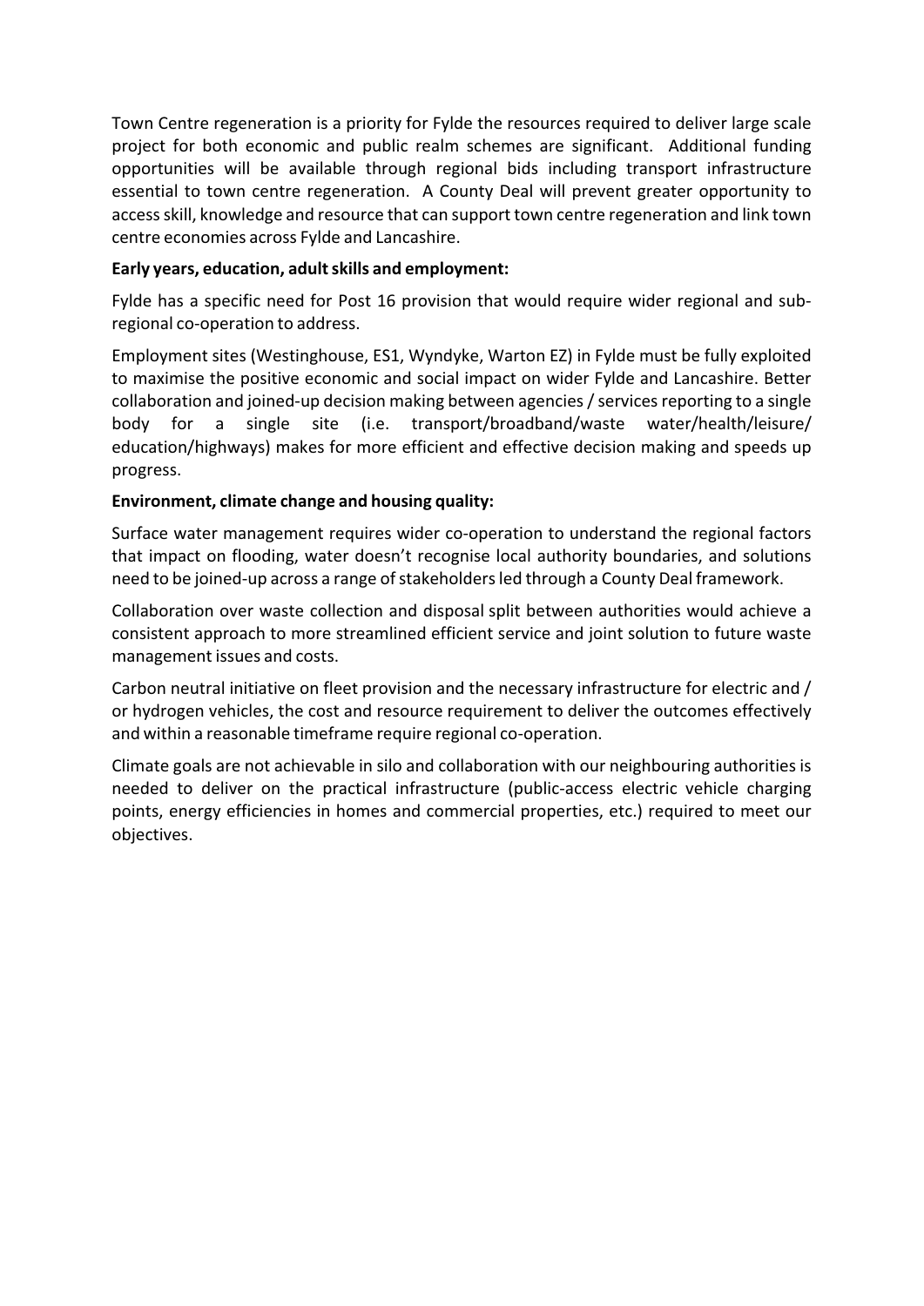Town Centre regeneration is a priority for Fylde the resources required to deliver large scale project for both economic and public realm schemes are significant. Additional funding opportunities will be available through regional bids including transport infrastructure essential to town centre regeneration. A County Deal will prevent greater opportunity to access skill, knowledge and resource that can support town centre regeneration and link town centre economies across Fylde and Lancashire.

**Early years, education, adult skills and employment:**

Fylde has a specific need for Post 16 provision that would require wider regional and sub-regional co-operation to address.

Employment sites (Westinghouse, ES1, Wyndyke, Warton EZ) in Fylde must be fully exploited to maximise the positive economic and social impact on wider Fylde and Lancashire. Better collaboration and joined-up decision making between agencies / services reporting to a single body for a single site (i.e. transport/broadband/waste water/health/leisure/ education/highways) makes for more efficient and effective decision making and speeds up progress.

**Environment, climate change and housing quality:**

Surface water management requires wider co-operation to understand the regional factors that impact on flooding, water doesn't recognise local authority boundaries, and solutions need to be joined-up across a range of stakeholders led through a County Deal framework.

Collaboration over waste collection and disposal split between authorities would achieve a consistent approach to more streamlined efficient service and joint solution to future waste management issues and costs.

Carbon neutral initiative on fleet provision and the necessary infrastructure for electric and / or hydrogen vehicles, the cost and resource requirement to deliver the outcomes effectively and within a reasonable timeframe require regional co-operation.

Climate goals are not achievable in silo and collaboration with our neighbouring authorities is needed to deliver on the practical infrastructure (public-access electric vehicle charging points, energy efficiencies in homes and commercial properties, etc.) required to meet our objectives.